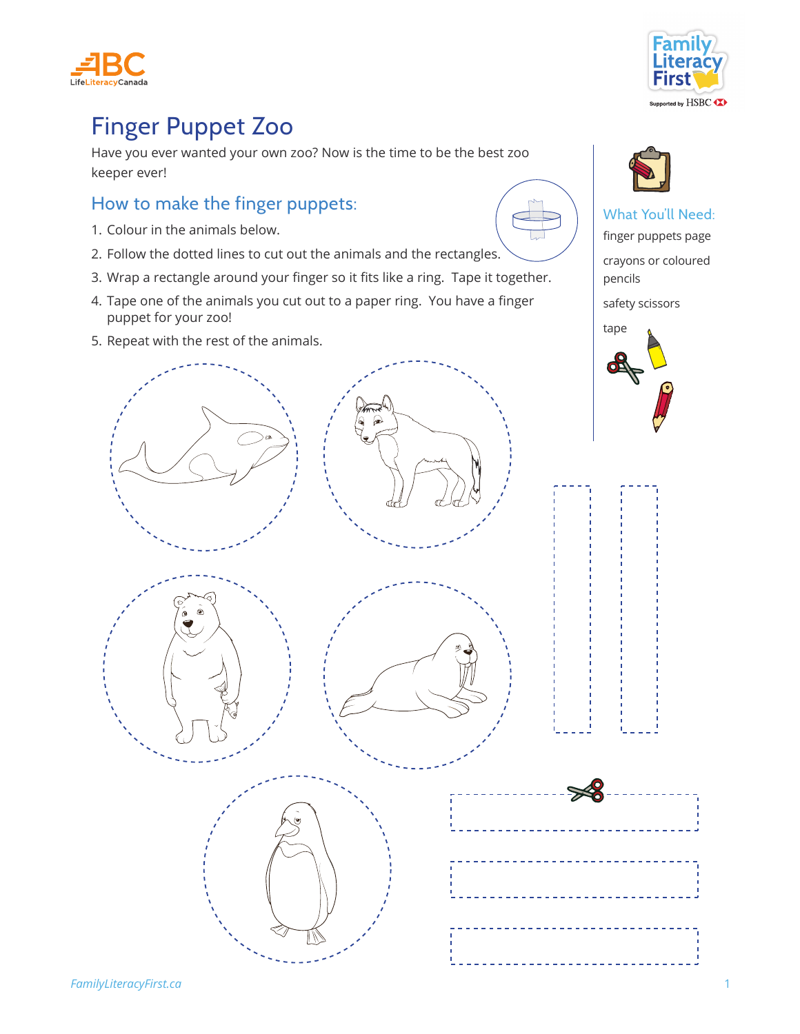# Finger Puppet Zoo

Have you ever wanted your own zoo? Now is the time to be the best zoo keeper ever!

## How to make the finger puppets:

1. Colour in the animals below.
2. Follow the dotted lines to cut out the animals and the rectangles.
3. Wrap a rectangle around your finger so it fits like a ring. Tape it together.
4. Tape one of the animals you cut out to a paper ring. You have a finger puppet for your zoo!
5. Repeat with the rest of the animals.

## What You'll Need:

finger puppets page

crayons or coloured pencils

safety scissors

tape

*FamilyLiteracyFirst.ca*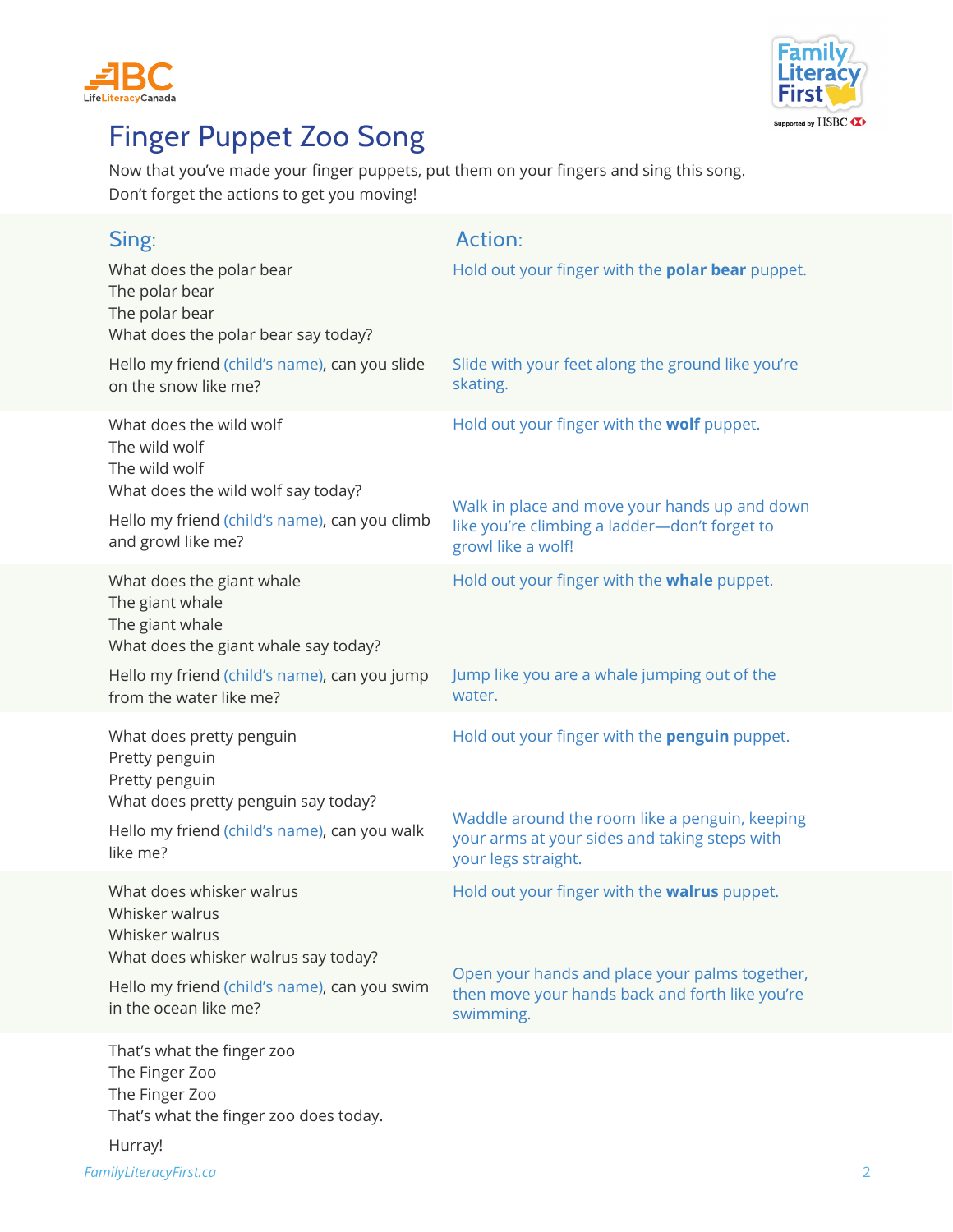# Finger Puppet Zoo Song

Now that you've made your finger puppets, put them on your fingers and sing this song. Don't forget the actions to get you moving!

| Sing: | Action: |
| --- | --- |
| What does the polar bear<br>The polar bear<br>The polar bear<br>What does the polar bear say today? | Hold out your finger with the **polar bear** puppet. |
| Hello my friend (child's name), can you slide on the snow like me? | Slide with your feet along the ground like you're skating. |
| What does the wild wolf<br>The wild wolf<br>The wild wolf<br>What does the wild wolf say today? | Hold out your finger with the **wolf** puppet. |
| Hello my friend (child's name), can you climb and growl like me? | Walk in place and move your hands up and down like you're climbing a ladder—don't forget to growl like a wolf! |
| What does the giant whale<br>The giant whale<br>The giant whale<br>What does the giant whale say today? | Hold out your finger with the **whale** puppet. |
| Hello my friend (child's name), can you jump from the water like me? | Jump like you are a whale jumping out of the water. |
| What does pretty penguin<br>Pretty penguin<br>Pretty penguin<br>What does pretty penguin say today? | Hold out your finger with the **penguin** puppet. |
| Hello my friend (child's name), can you walk like me? | Waddle around the room like a penguin, keeping your arms at your sides and taking steps with your legs straight. |
| What does whisker walrus<br>Whisker walrus<br>Whisker walrus<br>What does whisker walrus say today? | Hold out your finger with the **walrus** puppet. |
| Hello my friend (child's name), can you swim in the ocean like me? | Open your hands and place your palms together, then move your hands back and forth like you're swimming. |
| That's what the finger zoo<br>The Finger Zoo<br>The Finger Zoo<br>That's what the finger zoo does today. | |
| Hurray! | |

*FamilyLiteracyFirst.ca*